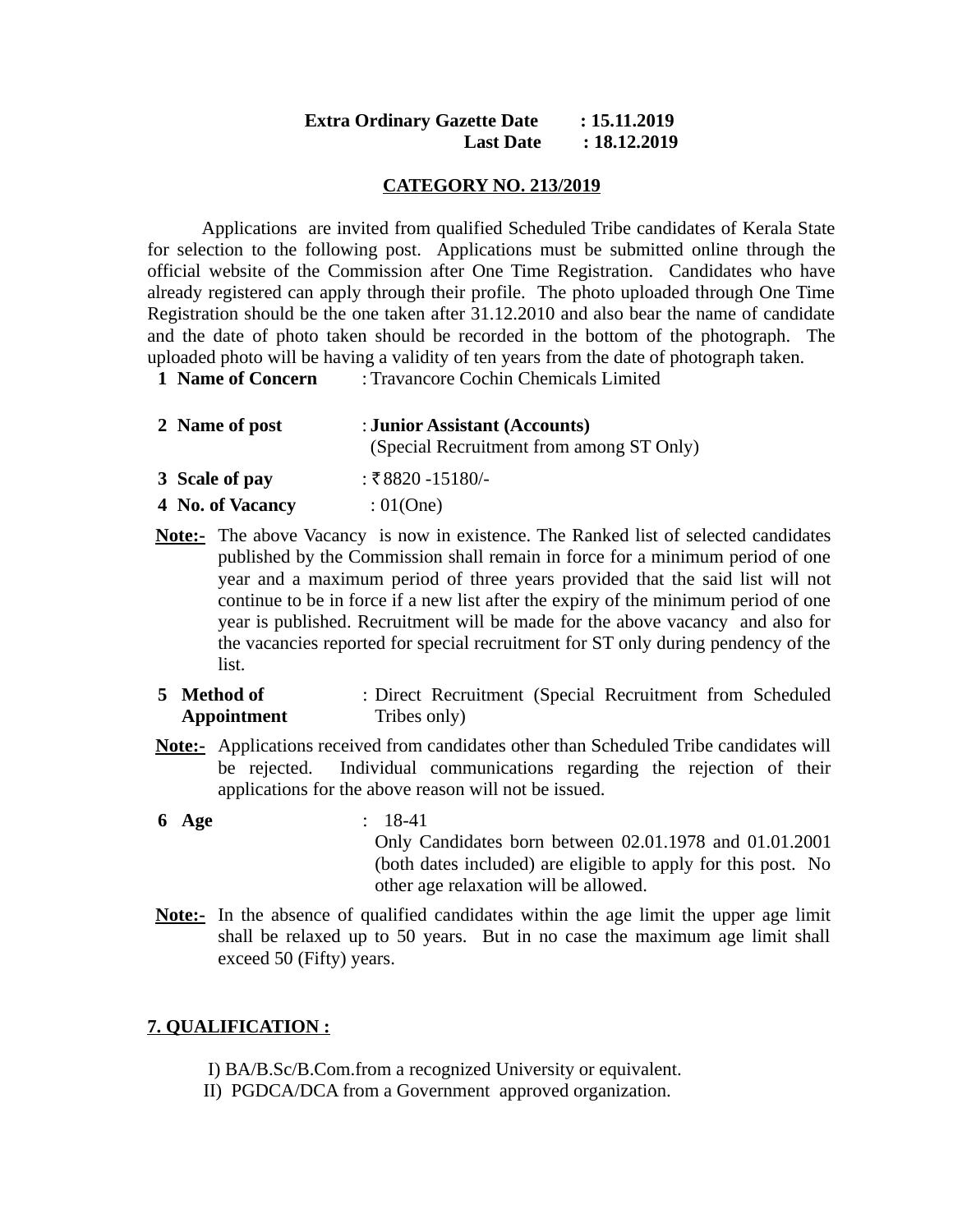**Extra Ordinary Gazette Date : 15.11.2019**
**Last Date : 18.12.2019**

## CATEGORY NO. 213/2019

Applications are invited from qualified Scheduled Tribe candidates of Kerala State for selection to the following post. Applications must be submitted online through the official website of the Commission after One Time Registration. Candidates who have already registered can apply through their profile. The photo uploaded through One Time Registration should be the one taken after 31.12.2010 and also bear the name of candidate and the date of photo taken should be recorded in the bottom of the photograph. The uploaded photo will be having a validity of ten years from the date of photograph taken.

**1 Name of Concern** : Travancore Cochin Chemicals Limited

**2 Name of post** : **Junior Assistant (Accounts)**
(Special Recruitment from among ST Only)

**3 Scale of pay** : ₹8820 -15180/-

**4 No. of Vacancy** : 01(One)

**Note:-** The above Vacancy is now in existence. The Ranked list of selected candidates published by the Commission shall remain in force for a minimum period of one year and a maximum period of three years provided that the said list will not continue to be in force if a new list after the expiry of the minimum period of one year is published. Recruitment will be made for the above vacancy and also for the vacancies reported for special recruitment for ST only during pendency of the list.

**5 Method of Appointment** : Direct Recruitment (Special Recruitment from Scheduled Tribes only)

**Note:-** Applications received from candidates other than Scheduled Tribe candidates will be rejected. Individual communications regarding the rejection of their applications for the above reason will not be issued.

**6 Age** : 18-41
Only Candidates born between 02.01.1978 and 01.01.2001 (both dates included) are eligible to apply for this post. No other age relaxation will be allowed.

**Note:-** In the absence of qualified candidates within the age limit the upper age limit shall be relaxed up to 50 years. But in no case the maximum age limit shall exceed 50 (Fifty) years.

**7. QUALIFICATION :**

I) BA/B.Sc/B.Com.from a recognized University or equivalent.
II) PGDCA/DCA from a Government approved organization.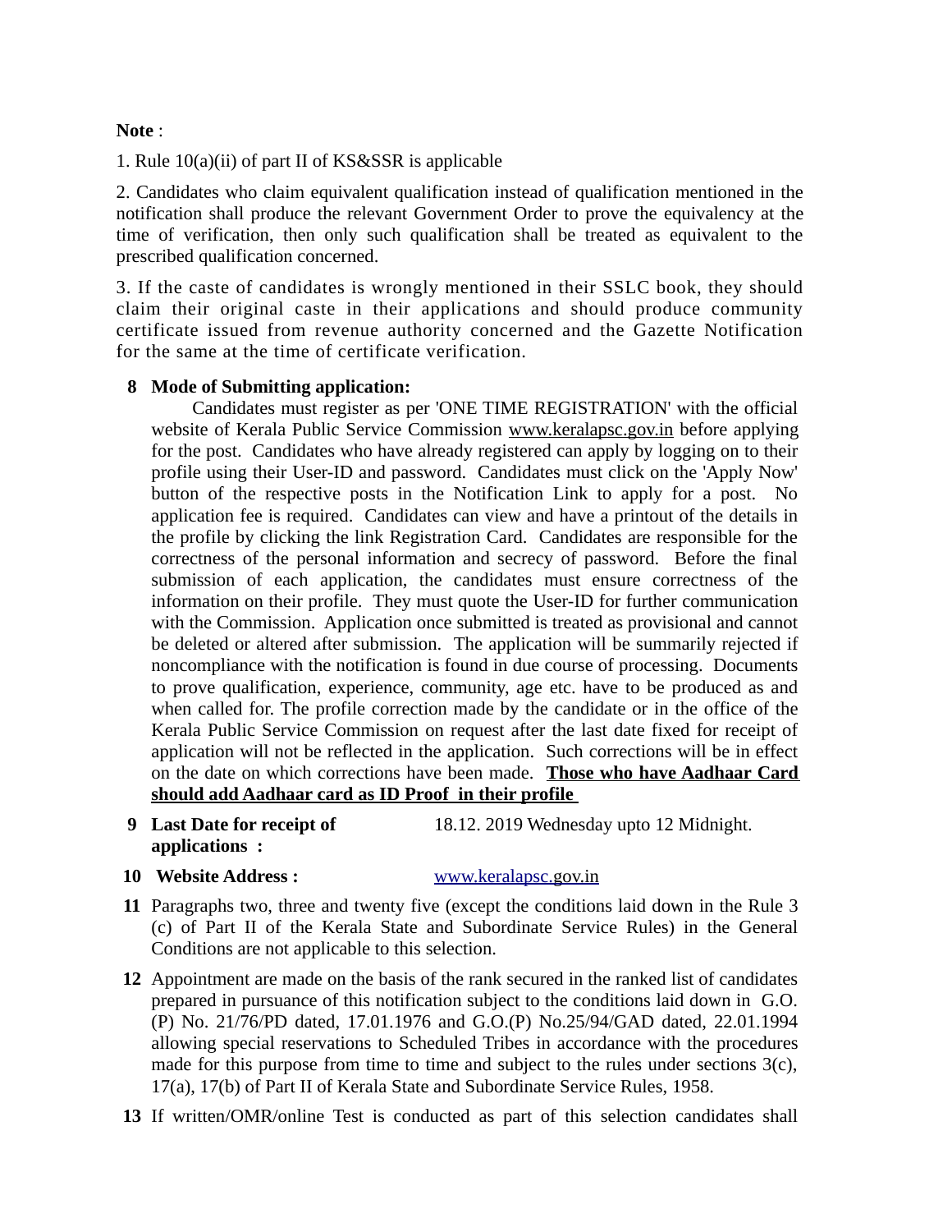**Note** :

1. Rule 10(a)(ii) of part II of KS&SSR is applicable

2. Candidates who claim equivalent qualification instead of qualification mentioned in the notification shall produce the relevant Government Order to prove the equivalency at the time of verification, then only such qualification shall be treated as equivalent to the prescribed qualification concerned.

3. If the caste of candidates is wrongly mentioned in their SSLC book, they should claim their original caste in their applications and should produce community certificate issued from revenue authority concerned and the Gazette Notification for the same at the time of certificate verification.

**8 Mode of Submitting application:**

Candidates must register as per 'ONE TIME REGISTRATION' with the official website of Kerala Public Service Commission www.keralapsc.gov.in before applying for the post. Candidates who have already registered can apply by logging on to their profile using their User-ID and password. Candidates must click on the 'Apply Now' button of the respective posts in the Notification Link to apply for a post. No application fee is required. Candidates can view and have a printout of the details in the profile by clicking the link Registration Card. Candidates are responsible for the correctness of the personal information and secrecy of password. Before the final submission of each application, the candidates must ensure correctness of the information on their profile. They must quote the User-ID for further communication with the Commission. Application once submitted is treated as provisional and cannot be deleted or altered after submission. The application will be summarily rejected if noncompliance with the notification is found in due course of processing. Documents to prove qualification, experience, community, age etc. have to be produced as and when called for. The profile correction made by the candidate or in the office of the Kerala Public Service Commission on request after the last date fixed for receipt of application will not be reflected in the application. Such corrections will be in effect on the date on which corrections have been made. **Those who have Aadhaar Card should add Aadhaar card as ID Proof in their profile**

**9 Last Date for receipt of applications :** 18.12. 2019 Wednesday upto 12 Midnight.

**10 Website Address :** www.keralapsc.gov.in

**11** Paragraphs two, three and twenty five (except the conditions laid down in the Rule 3 (c) of Part II of the Kerala State and Subordinate Service Rules) in the General Conditions are not applicable to this selection.

**12** Appointment are made on the basis of the rank secured in the ranked list of candidates prepared in pursuance of this notification subject to the conditions laid down in G.O.(P) No. 21/76/PD dated, 17.01.1976 and G.O.(P) No.25/94/GAD dated, 22.01.1994 allowing special reservations to Scheduled Tribes in accordance with the procedures made for this purpose from time to time and subject to the rules under sections 3(c), 17(a), 17(b) of Part II of Kerala State and Subordinate Service Rules, 1958.

**13** If written/OMR/online Test is conducted as part of this selection candidates shall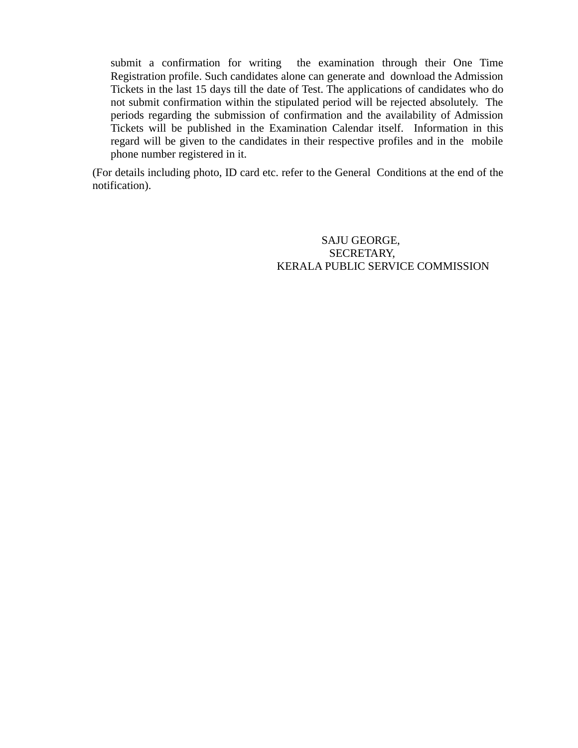submit a confirmation for writing the examination through their One Time Registration profile. Such candidates alone can generate and download the Admission Tickets in the last 15 days till the date of Test. The applications of candidates who do not submit confirmation within the stipulated period will be rejected absolutely. The periods regarding the submission of confirmation and the availability of Admission Tickets will be published in the Examination Calendar itself. Information in this regard will be given to the candidates in their respective profiles and in the mobile phone number registered in it.

(For details including photo, ID card etc. refer to the General Conditions at the end of the notification).

SAJU GEORGE,
SECRETARY,
KERALA PUBLIC SERVICE COMMISSION